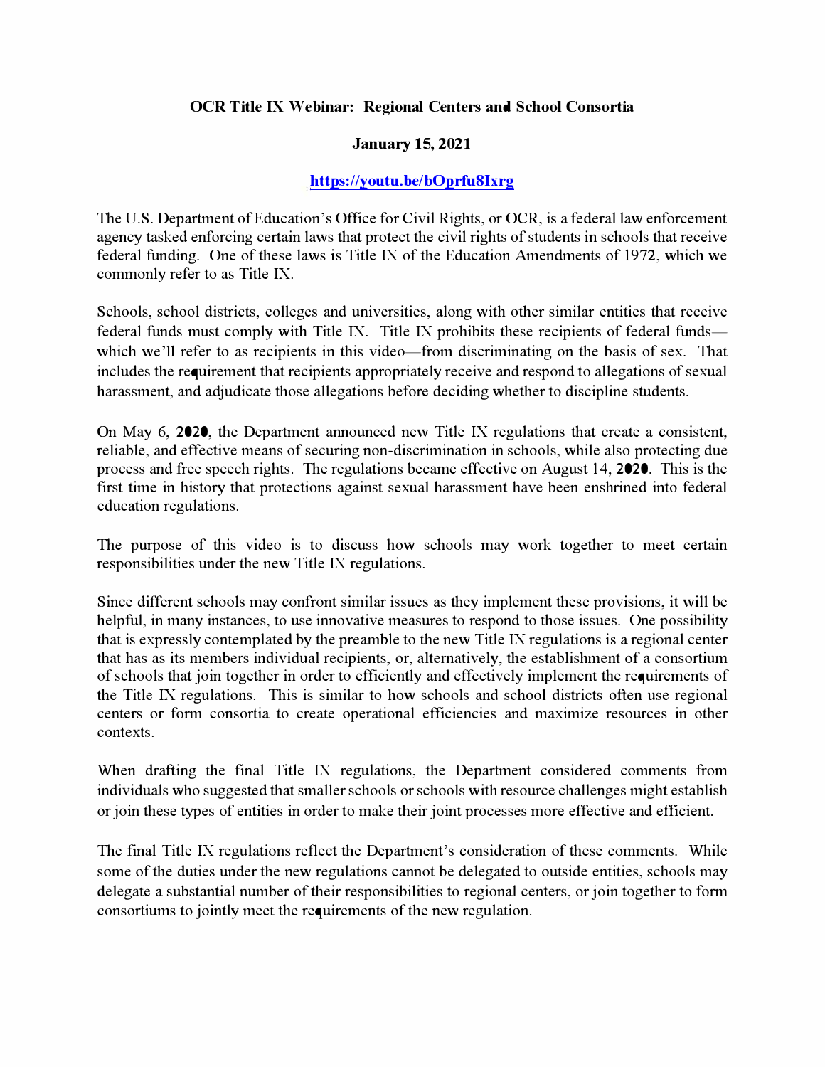**OCR Title IX Webinar: Regional Centers and School Consortia**

**January 15, 2021**

**https://youtu.be/bOprfu8Ixrg**

The U.S. Department of Education's Office for Civil Rights, or OCR, is a federal law enforcement agency tasked enforcing certain laws that protect the civil rights of students in schools that receive federal funding. One of these laws is Title IX of the Education Amendments of 1972, which we commonly refer to as Title IX.

Schools, school districts, colleges and universities, along with other similar entities that receive federal funds must comply with Title IX. Title IX prohibits these recipients of federal funds—which we'll refer to as recipients in this video—from discriminating on the basis of sex. That includes the requirement that recipients appropriately receive and respond to allegations of sexual harassment, and adjudicate those allegations before deciding whether to discipline students.

On May 6, 2020, the Department announced new Title IX regulations that create a consistent, reliable, and effective means of securing non-discrimination in schools, while also protecting due process and free speech rights. The regulations became effective on August 14, 2020. This is the first time in history that protections against sexual harassment have been enshrined into federal education regulations.

The purpose of this video is to discuss how schools may work together to meet certain responsibilities under the new Title IX regulations.

Since different schools may confront similar issues as they implement these provisions, it will be helpful, in many instances, to use innovative measures to respond to those issues. One possibility that is expressly contemplated by the preamble to the new Title IX regulations is a regional center that has as its members individual recipients, or, alternatively, the establishment of a consortium of schools that join together in order to efficiently and effectively implement the requirements of the Title IX regulations. This is similar to how schools and school districts often use regional centers or form consortia to create operational efficiencies and maximize resources in other contexts.

When drafting the final Title IX regulations, the Department considered comments from individuals who suggested that smaller schools or schools with resource challenges might establish or join these types of entities in order to make their joint processes more effective and efficient.

The final Title IX regulations reflect the Department's consideration of these comments. While some of the duties under the new regulations cannot be delegated to outside entities, schools may delegate a substantial number of their responsibilities to regional centers, or join together to form consortiums to jointly meet the requirements of the new regulation.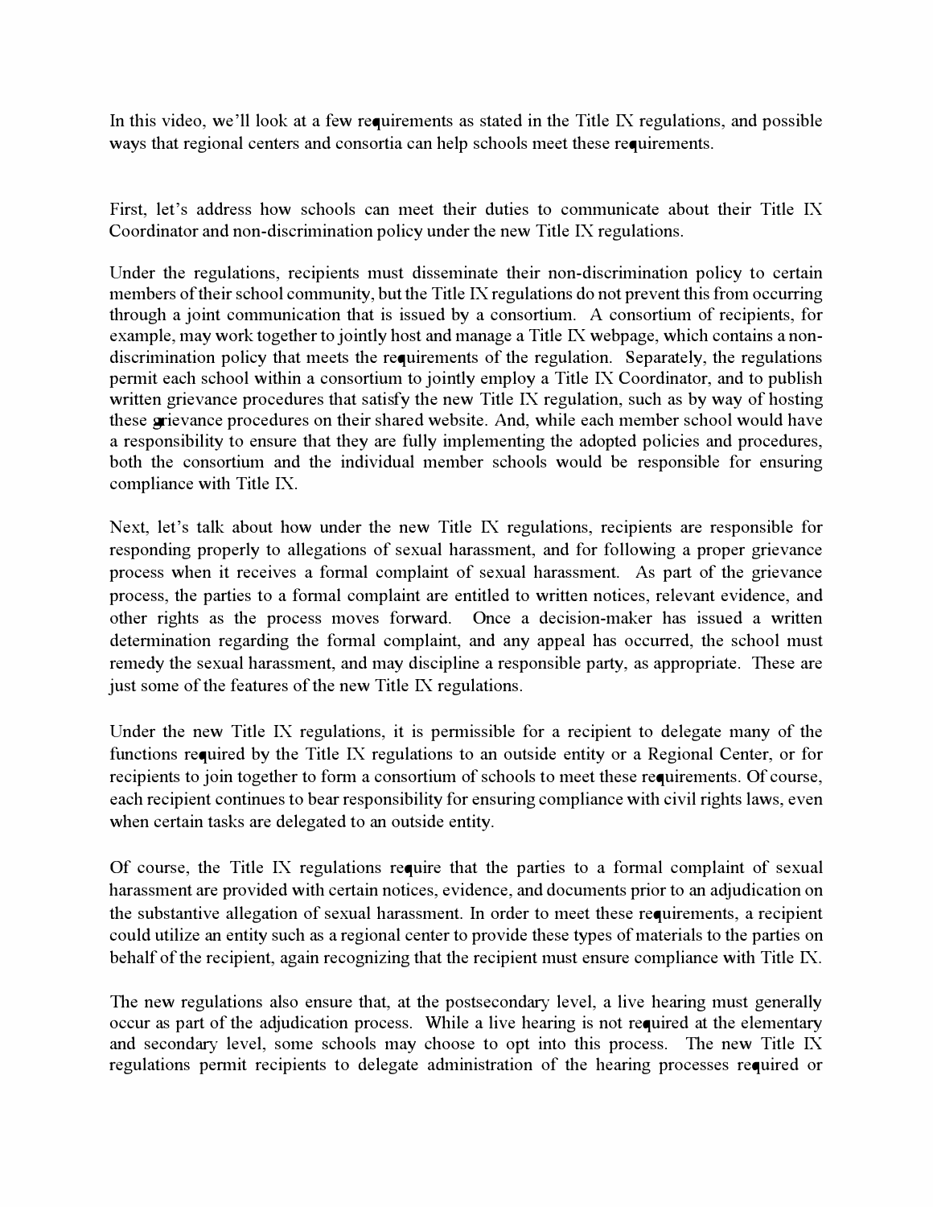In this video, we'll look at a few requirements as stated in the Title IX regulations, and possible ways that regional centers and consortia can help schools meet these requirements.

First, let's address how schools can meet their duties to communicate about their Title IX Coordinator and non-discrimination policy under the new Title IX regulations.

Under the regulations, recipients must disseminate their non-discrimination policy to certain members of their school community, but the Title IX regulations do not prevent this from occurring through a joint communication that is issued by a consortium. A consortium of recipients, for example, may work together to jointly host and manage a Title IX webpage, which contains a non-discrimination policy that meets the requirements of the regulation. Separately, the regulations permit each school within a consortium to jointly employ a Title IX Coordinator, and to publish written grievance procedures that satisfy the new Title IX regulation, such as by way of hosting these grievance procedures on their shared website. And, while each member school would have a responsibility to ensure that they are fully implementing the adopted policies and procedures, both the consortium and the individual member schools would be responsible for ensuring compliance with Title IX.

Next, let's talk about how under the new Title IX regulations, recipients are responsible for responding properly to allegations of sexual harassment, and for following a proper grievance process when it receives a formal complaint of sexual harassment. As part of the grievance process, the parties to a formal complaint are entitled to written notices, relevant evidence, and other rights as the process moves forward. Once a decision-maker has issued a written determination regarding the formal complaint, and any appeal has occurred, the school must remedy the sexual harassment, and may discipline a responsible party, as appropriate. These are just some of the features of the new Title IX regulations.

Under the new Title IX regulations, it is permissible for a recipient to delegate many of the functions required by the Title IX regulations to an outside entity or a Regional Center, or for recipients to join together to form a consortium of schools to meet these requirements. Of course, each recipient continues to bear responsibility for ensuring compliance with civil rights laws, even when certain tasks are delegated to an outside entity.

Of course, the Title IX regulations require that the parties to a formal complaint of sexual harassment are provided with certain notices, evidence, and documents prior to an adjudication on the substantive allegation of sexual harassment. In order to meet these requirements, a recipient could utilize an entity such as a regional center to provide these types of materials to the parties on behalf of the recipient, again recognizing that the recipient must ensure compliance with Title IX.

The new regulations also ensure that, at the postsecondary level, a live hearing must generally occur as part of the adjudication process. While a live hearing is not required at the elementary and secondary level, some schools may choose to opt into this process. The new Title IX regulations permit recipients to delegate administration of the hearing processes required or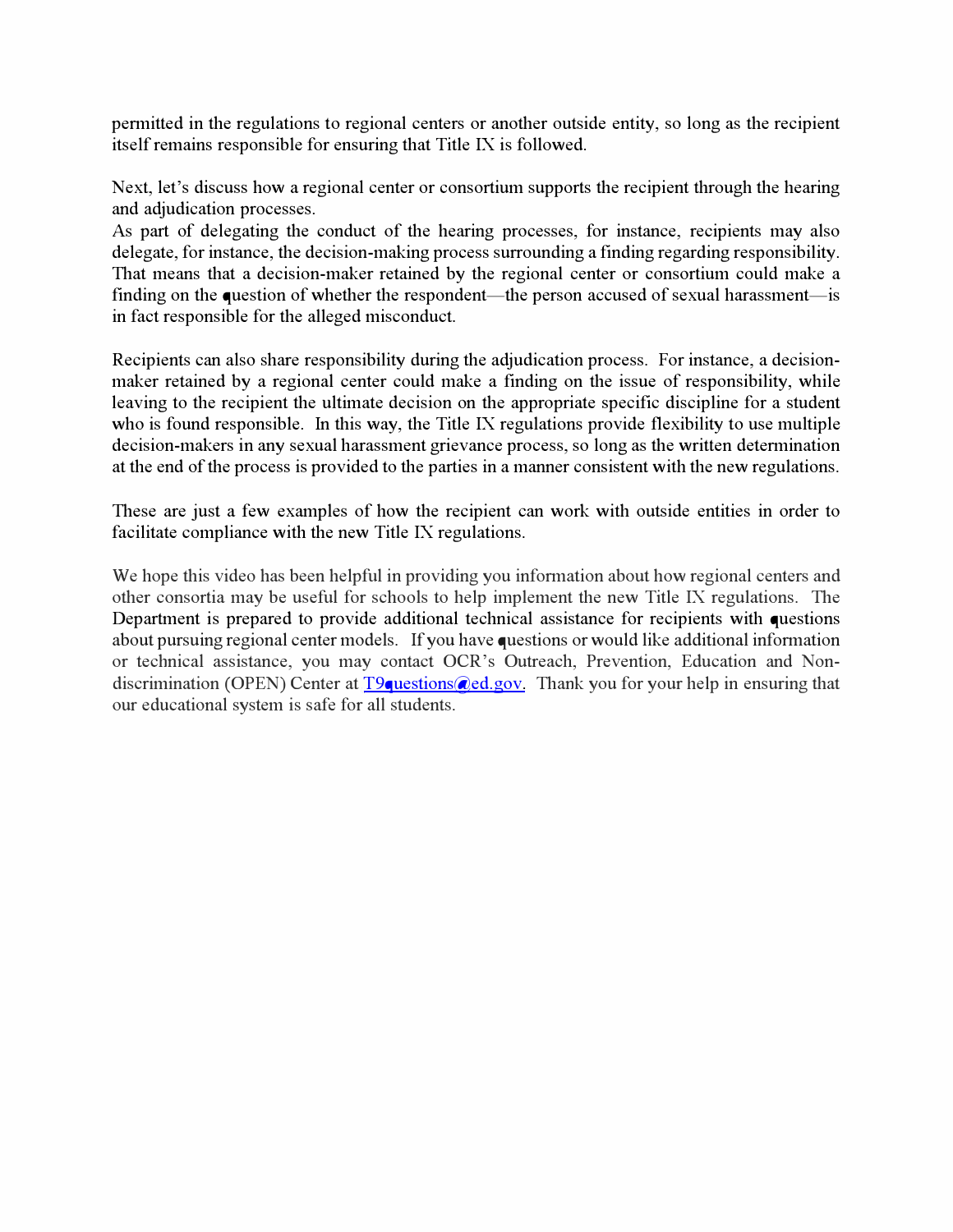permitted in the regulations to regional centers or another outside entity, so long as the recipient itself remains responsible for ensuring that Title IX is followed.

Next, let's discuss how a regional center or consortium supports the recipient through the hearing and adjudication processes.
As part of delegating the conduct of the hearing processes, for instance, recipients may also delegate, for instance, the decision-making process surrounding a finding regarding responsibility. That means that a decision-maker retained by the regional center or consortium could make a finding on the question of whether the respondent—the person accused of sexual harassment—is in fact responsible for the alleged misconduct.

Recipients can also share responsibility during the adjudication process. For instance, a decision-maker retained by a regional center could make a finding on the issue of responsibility, while leaving to the recipient the ultimate decision on the appropriate specific discipline for a student who is found responsible. In this way, the Title IX regulations provide flexibility to use multiple decision-makers in any sexual harassment grievance process, so long as the written determination at the end of the process is provided to the parties in a manner consistent with the new regulations.

These are just a few examples of how the recipient can work with outside entities in order to facilitate compliance with the new Title IX regulations.

We hope this video has been helpful in providing you information about how regional centers and other consortia may be useful for schools to help implement the new Title IX regulations. The Department is prepared to provide additional technical assistance for recipients with questions about pursuing regional center models. If you have questions or would like additional information or technical assistance, you may contact OCR's Outreach, Prevention, Education and Non-discrimination (OPEN) Center at T9questions@ed.gov. Thank you for your help in ensuring that our educational system is safe for all students.